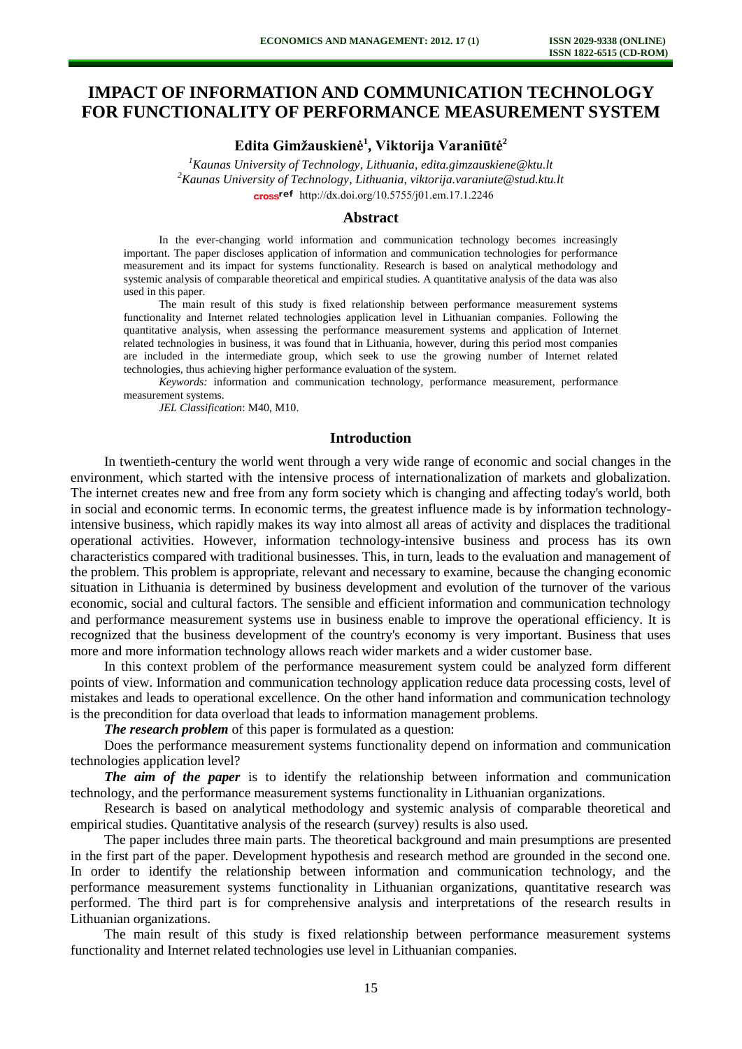# IMPACT OF INFORMATION AND COMMUNICATION TECHNOLOGY FOR FUNCTIONALITY OF PERFORMANCE MEASUREMENT SYSTEM

**Edita Gimžauskienė[1], Viktorija Varaniūtė[2]**

[1] *Kaunas University of Technology, Lithuania, edita.gimzauskiene@ktu.lt*
[2] *Kaunas University of Technology, Lithuania, viktorija.varaniute@stud.ktu.lt*
crossref http://dx.doi.org/10.5755/j01.em.17.1.2246

## Abstract

In the ever-changing world information and communication technology becomes increasingly important. The paper discloses application of information and communication technologies for performance measurement and its impact for systems functionality. Research is based on analytical methodology and systemic analysis of comparable theoretical and empirical studies. A quantitative analysis of the data was also used in this paper.

The main result of this study is fixed relationship between performance measurement systems functionality and Internet related technologies application level in Lithuanian companies. Following the quantitative analysis, when assessing the performance measurement systems and application of Internet related technologies in business, it was found that in Lithuania, however, during this period most companies are included in the intermediate group, which seek to use the growing number of Internet related technologies, thus achieving higher performance evaluation of the system.

*Keywords:* information and communication technology, performance measurement, performance measurement systems.

*JEL Classification*: M40, M10.

## Introduction

In twentieth-century the world went through a very wide range of economic and social changes in the environment, which started with the intensive process of internationalization of markets and globalization. The internet creates new and free from any form society which is changing and affecting today's world, both in social and economic terms. In economic terms, the greatest influence made is by information technology-intensive business, which rapidly makes its way into almost all areas of activity and displaces the traditional operational activities. However, information technology-intensive business and process has its own characteristics compared with traditional businesses. This, in turn, leads to the evaluation and management of the problem. This problem is appropriate, relevant and necessary to examine, because the changing economic situation in Lithuania is determined by business development and evolution of the turnover of the various economic, social and cultural factors. The sensible and efficient information and communication technology and performance measurement systems use in business enable to improve the operational efficiency. It is recognized that the business development of the country's economy is very important. Business that uses more and more information technology allows reach wider markets and a wider customer base.

In this context problem of the performance measurement system could be analyzed form different points of view. Information and communication technology application reduce data processing costs, level of mistakes and leads to operational excellence. On the other hand information and communication technology is the precondition for data overload that leads to information management problems.

***The research problem*** of this paper is formulated as a question:

Does the performance measurement systems functionality depend on information and communication technologies application level?

***The aim of the paper*** is to identify the relationship between information and communication technology, and the performance measurement systems functionality in Lithuanian organizations.

Research is based on analytical methodology and systemic analysis of comparable theoretical and empirical studies. Quantitative analysis of the research (survey) results is also used.

The paper includes three main parts. The theoretical background and main presumptions are presented in the first part of the paper. Development hypothesis and research method are grounded in the second one. In order to identify the relationship between information and communication technology, and the performance measurement systems functionality in Lithuanian organizations, quantitative research was performed. The third part is for comprehensive analysis and interpretations of the research results in Lithuanian organizations.

The main result of this study is fixed relationship between performance measurement systems functionality and Internet related technologies use level in Lithuanian companies.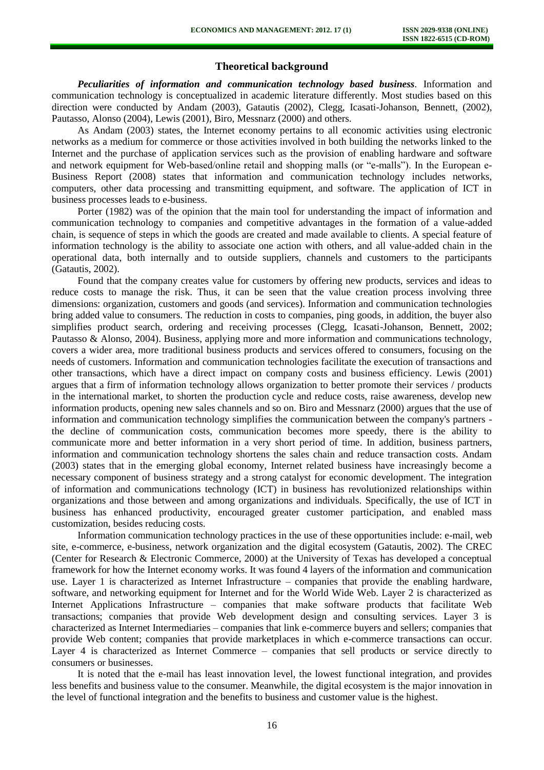## Theoretical background

***Peculiarities of information and communication technology based business***. Information and communication technology is conceptualized in academic literature differently. Most studies based on this direction were conducted by Andam (2003), Gatautis (2002), Clegg, Icasati-Johanson, Bennett, (2002), Pautasso, Alonso (2004), Lewis (2001), Biro, Messnarz (2000) and others.

As Andam (2003) states, the Internet economy pertains to all economic activities using electronic networks as a medium for commerce or those activities involved in both building the networks linked to the Internet and the purchase of application services such as the provision of enabling hardware and software and network equipment for Web-based/online retail and shopping malls (or "e-malls"). In the European e-Business Report (2008) states that information and communication technology includes networks, computers, other data processing and transmitting equipment, and software. The application of ICT in business processes leads to e-business.

Porter (1982) was of the opinion that the main tool for understanding the impact of information and communication technology to companies and competitive advantages in the formation of a value-added chain, is sequence of steps in which the goods are created and made available to clients. A special feature of information technology is the ability to associate one action with others, and all value-added chain in the operational data, both internally and to outside suppliers, channels and customers to the participants (Gatautis, 2002).

Found that the company creates value for customers by offering new products, services and ideas to reduce costs to manage the risk. Thus, it can be seen that the value creation process involving three dimensions: organization, customers and goods (and services). Information and communication technologies bring added value to consumers. The reduction in costs to companies, ping goods, in addition, the buyer also simplifies product search, ordering and receiving processes (Clegg, Icasati-Johanson, Bennett, 2002; Pautasso & Alonso, 2004). Business, applying more and more information and communications technology, covers a wider area, more traditional business products and services offered to consumers, focusing on the needs of customers. Information and communication technologies facilitate the execution of transactions and other transactions, which have a direct impact on company costs and business efficiency. Lewis (2001) argues that a firm of information technology allows organization to better promote their services / products in the international market, to shorten the production cycle and reduce costs, raise awareness, develop new information products, opening new sales channels and so on. Biro and Messnarz (2000) argues that the use of information and communication technology simplifies the communication between the company's partners - the decline of communication costs, communication becomes more speedy, there is the ability to communicate more and better information in a very short period of time. In addition, business partners, information and communication technology shortens the sales chain and reduce transaction costs. Andam (2003) states that in the emerging global economy, Internet related business have increasingly become a necessary component of business strategy and a strong catalyst for economic development. The integration of information and communications technology (ICT) in business has revolutionized relationships within organizations and those between and among organizations and individuals. Specifically, the use of ICT in business has enhanced productivity, encouraged greater customer participation, and enabled mass customization, besides reducing costs.

Information communication technology practices in the use of these opportunities include: e-mail, web site, e-commerce, e-business, network organization and the digital ecosystem (Gatautis, 2002). The CREC (Center for Research & Electronic Commerce, 2000) at the University of Texas has developed a conceptual framework for how the Internet economy works. It was found 4 layers of the information and communication use. Layer 1 is characterized as Internet Infrastructure – companies that provide the enabling hardware, software, and networking equipment for Internet and for the World Wide Web. Layer 2 is characterized as Internet Applications Infrastructure – companies that make software products that facilitate Web transactions; companies that provide Web development design and consulting services. Layer 3 is characterized as Internet Intermediaries – companies that link e-commerce buyers and sellers; companies that provide Web content; companies that provide marketplaces in which e-commerce transactions can occur. Layer 4 is characterized as Internet Commerce – companies that sell products or service directly to consumers or businesses.

It is noted that the e-mail has least innovation level, the lowest functional integration, and provides less benefits and business value to the consumer. Meanwhile, the digital ecosystem is the major innovation in the level of functional integration and the benefits to business and customer value is the highest.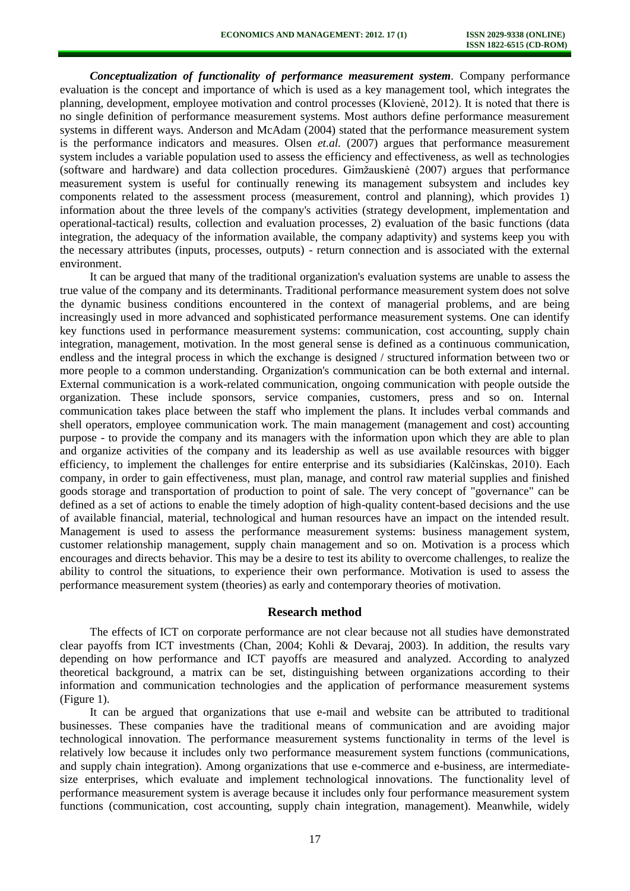***Conceptualization of functionality of performance measurement system***. Company performance evaluation is the concept and importance of which is used as a key management tool, which integrates the planning, development, employee motivation and control processes (Klovienė, 2012). It is noted that there is no single definition of performance measurement systems. Most authors define performance measurement systems in different ways. Anderson and McAdam (2004) stated that the performance measurement system is the performance indicators and measures. Olsen *et.al.* (2007) argues that performance measurement system includes a variable population used to assess the efficiency and effectiveness, as well as technologies (software and hardware) and data collection procedures. Gimžauskienė (2007) argues that performance measurement system is useful for continually renewing its management subsystem and includes key components related to the assessment process (measurement, control and planning), which provides 1) information about the three levels of the company's activities (strategy development, implementation and operational-tactical) results, collection and evaluation processes, 2) evaluation of the basic functions (data integration, the adequacy of the information available, the company adaptivity) and systems keep you with the necessary attributes (inputs, processes, outputs) - return connection and is associated with the external environment.

It can be argued that many of the traditional organization's evaluation systems are unable to assess the true value of the company and its determinants. Traditional performance measurement system does not solve the dynamic business conditions encountered in the context of managerial problems, and are being increasingly used in more advanced and sophisticated performance measurement systems. One can identify key functions used in performance measurement systems: communication, cost accounting, supply chain integration, management, motivation. In the most general sense is defined as a continuous communication, endless and the integral process in which the exchange is designed / structured information between two or more people to a common understanding. Organization's communication can be both external and internal. External communication is a work-related communication, ongoing communication with people outside the organization. These include sponsors, service companies, customers, press and so on. Internal communication takes place between the staff who implement the plans. It includes verbal commands and shell operators, employee communication work. The main management (management and cost) accounting purpose - to provide the company and its managers with the information upon which they are able to plan and organize activities of the company and its leadership as well as use available resources with bigger efficiency, to implement the challenges for entire enterprise and its subsidiaries (Kalčinskas, 2010). Each company, in order to gain effectiveness, must plan, manage, and control raw material supplies and finished goods storage and transportation of production to point of sale. The very concept of "governance" can be defined as a set of actions to enable the timely adoption of high-quality content-based decisions and the use of available financial, material, technological and human resources have an impact on the intended result. Management is used to assess the performance measurement systems: business management system, customer relationship management, supply chain management and so on. Motivation is a process which encourages and directs behavior. This may be a desire to test its ability to overcome challenges, to realize the ability to control the situations, to experience their own performance. Motivation is used to assess the performance measurement system (theories) as early and contemporary theories of motivation.

## Research method

The effects of ICT on corporate performance are not clear because not all studies have demonstrated clear payoffs from ICT investments (Chan, 2004; Kohli & Devaraj, 2003). In addition, the results vary depending on how performance and ICT payoffs are measured and analyzed. According to analyzed theoretical background, a matrix can be set, distinguishing between organizations according to their information and communication technologies and the application of performance measurement systems (Figure 1).

It can be argued that organizations that use e-mail and website can be attributed to traditional businesses. These companies have the traditional means of communication and are avoiding major technological innovation. The performance measurement systems functionality in terms of the level is relatively low because it includes only two performance measurement system functions (communications, and supply chain integration). Among organizations that use e-commerce and e-business, are intermediate-size enterprises, which evaluate and implement technological innovations. The functionality level of performance measurement system is average because it includes only four performance measurement system functions (communication, cost accounting, supply chain integration, management). Meanwhile, widely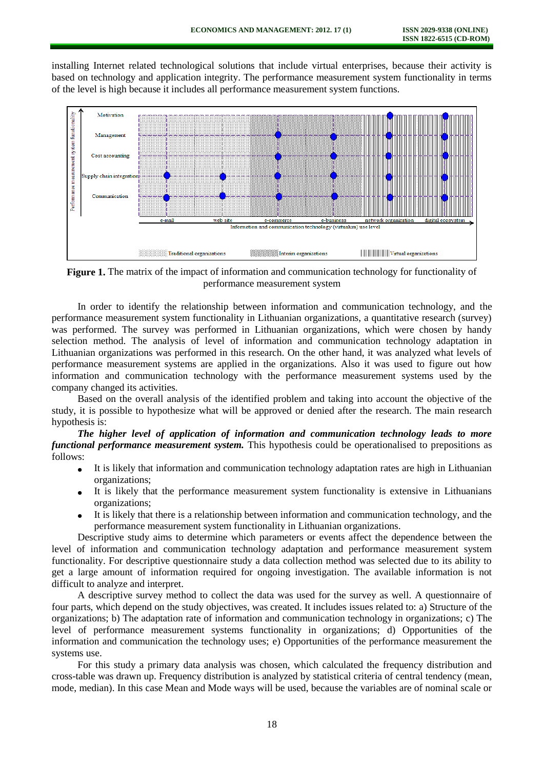installing Internet related technological solutions that include virtual enterprises, because their activity is based on technology and application integrity. The performance measurement system functionality in terms of the level is high because it includes all performance measurement system functions.

**Figure 1.** The matrix of the impact of information and communication technology for functionality of performance measurement system

In order to identify the relationship between information and communication technology, and the performance measurement system functionality in Lithuanian organizations, a quantitative research (survey) was performed. The survey was performed in Lithuanian organizations, which were chosen by handy selection method. The analysis of level of information and communication technology adaptation in Lithuanian organizations was performed in this research. On the other hand, it was analyzed what levels of performance measurement systems are applied in the organizations. Also it was used to figure out how information and communication technology with the performance measurement systems used by the company changed its activities.

Based on the overall analysis of the identified problem and taking into account the objective of the study, it is possible to hypothesize what will be approved or denied after the research. The main research hypothesis is:

***The higher level of application of information and communication technology leads to more functional performance measurement system.*** This hypothesis could be operationalised to prepositions as follows:

- It is likely that information and communication technology adaptation rates are high in Lithuanian organizations;
- It is likely that the performance measurement system functionality is extensive in Lithuanians organizations;
- It is likely that there is a relationship between information and communication technology, and the performance measurement system functionality in Lithuanian organizations.

Descriptive study aims to determine which parameters or events affect the dependence between the level of information and communication technology adaptation and performance measurement system functionality. For descriptive questionnaire study a data collection method was selected due to its ability to get a large amount of information required for ongoing investigation. The available information is not difficult to analyze and interpret.

A descriptive survey method to collect the data was used for the survey as well. A questionnaire of four parts, which depend on the study objectives, was created. It includes issues related to: a) Structure of the organizations; b) The adaptation rate of information and communication technology in organizations; c) The level of performance measurement systems functionality in organizations; d) Opportunities of the information and communication the technology uses; e) Opportunities of the performance measurement the systems use.

For this study a primary data analysis was chosen, which calculated the frequency distribution and cross-table was drawn up. Frequency distribution is analyzed by statistical criteria of central tendency (mean, mode, median). In this case Mean and Mode ways will be used, because the variables are of nominal scale or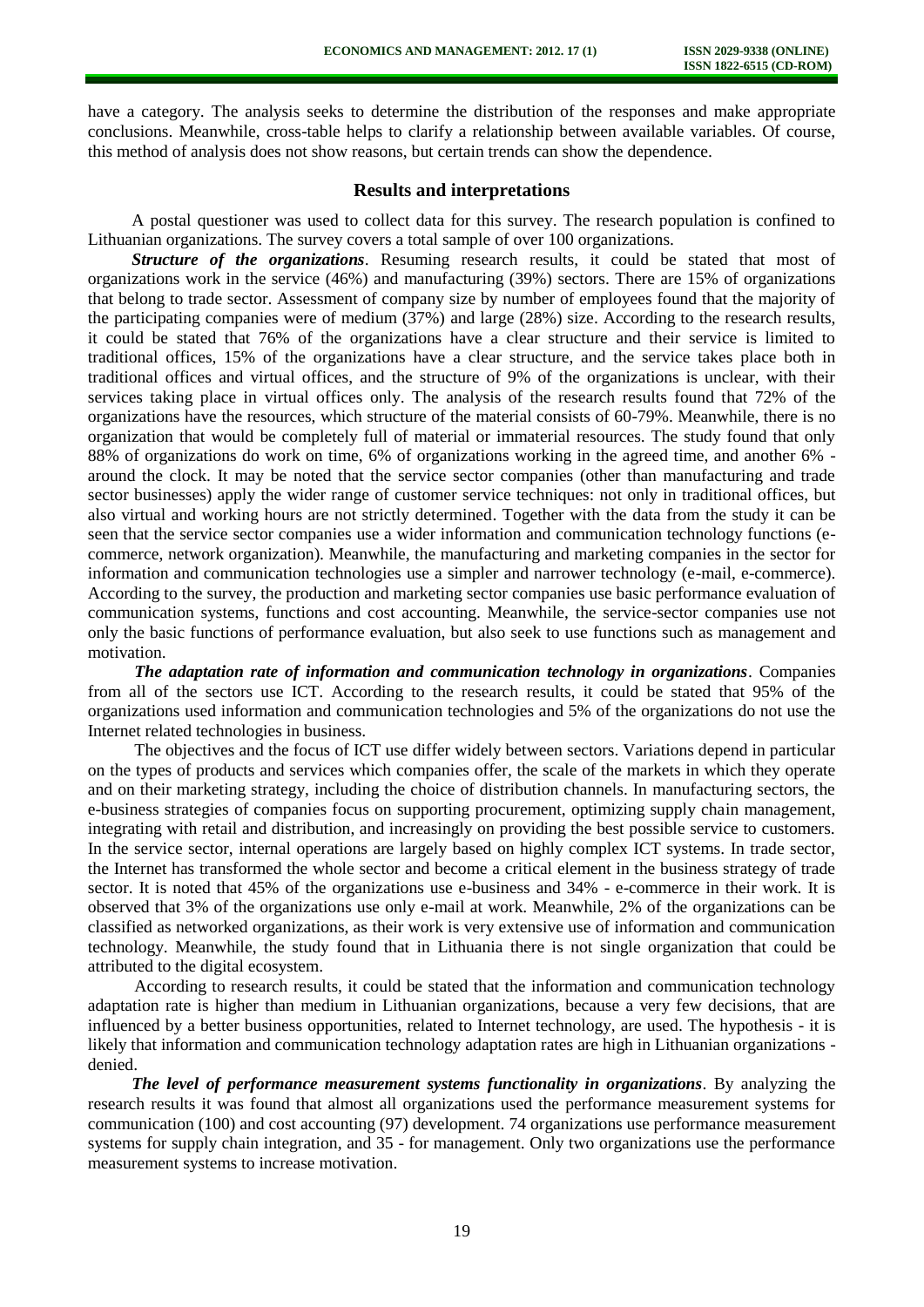have a category. The analysis seeks to determine the distribution of the responses and make appropriate conclusions. Meanwhile, cross-table helps to clarify a relationship between available variables. Of course, this method of analysis does not show reasons, but certain trends can show the dependence.

## Results and interpretations

A postal questioner was used to collect data for this survey. The research population is confined to Lithuanian organizations. The survey covers a total sample of over 100 organizations.

***Structure of the organizations***. Resuming research results, it could be stated that most of organizations work in the service (46%) and manufacturing (39%) sectors. There are 15% of organizations that belong to trade sector. Assessment of company size by number of employees found that the majority of the participating companies were of medium (37%) and large (28%) size. According to the research results, it could be stated that 76% of the organizations have a clear structure and their service is limited to traditional offices, 15% of the organizations have a clear structure, and the service takes place both in traditional offices and virtual offices, and the structure of 9% of the organizations is unclear, with their services taking place in virtual offices only. The analysis of the research results found that 72% of the organizations have the resources, which structure of the material consists of 60-79%. Meanwhile, there is no organization that would be completely full of material or immaterial resources. The study found that only 88% of organizations do work on time, 6% of organizations working in the agreed time, and another 6% - around the clock. It may be noted that the service sector companies (other than manufacturing and trade sector businesses) apply the wider range of customer service techniques: not only in traditional offices, but also virtual and working hours are not strictly determined. Together with the data from the study it can be seen that the service sector companies use a wider information and communication technology functions (e-commerce, network organization). Meanwhile, the manufacturing and marketing companies in the sector for information and communication technologies use a simpler and narrower technology (e-mail, e-commerce). According to the survey, the production and marketing sector companies use basic performance evaluation of communication systems, functions and cost accounting. Meanwhile, the service-sector companies use not only the basic functions of performance evaluation, but also seek to use functions such as management and motivation.

***The adaptation rate of information and communication technology in organizations***. Companies from all of the sectors use ICT. According to the research results, it could be stated that 95% of the organizations used information and communication technologies and 5% of the organizations do not use the Internet related technologies in business.

The objectives and the focus of ICT use differ widely between sectors. Variations depend in particular on the types of products and services which companies offer, the scale of the markets in which they operate and on their marketing strategy, including the choice of distribution channels. In manufacturing sectors, the e-business strategies of companies focus on supporting procurement, optimizing supply chain management, integrating with retail and distribution, and increasingly on providing the best possible service to customers. In the service sector, internal operations are largely based on highly complex ICT systems. In trade sector, the Internet has transformed the whole sector and become a critical element in the business strategy of trade sector. It is noted that 45% of the organizations use e-business and 34% - e-commerce in their work. It is observed that 3% of the organizations use only e-mail at work. Meanwhile, 2% of the organizations can be classified as networked organizations, as their work is very extensive use of information and communication technology. Meanwhile, the study found that in Lithuania there is not single organization that could be attributed to the digital ecosystem.

According to research results, it could be stated that the information and communication technology adaptation rate is higher than medium in Lithuanian organizations, because a very few decisions, that are influenced by a better business opportunities, related to Internet technology, are used. The hypothesis - it is likely that information and communication technology adaptation rates are high in Lithuanian organizations - denied.

***The level of performance measurement systems functionality in organizations***. By analyzing the research results it was found that almost all organizations used the performance measurement systems for communication (100) and cost accounting (97) development. 74 organizations use performance measurement systems for supply chain integration, and 35 - for management. Only two organizations use the performance measurement systems to increase motivation.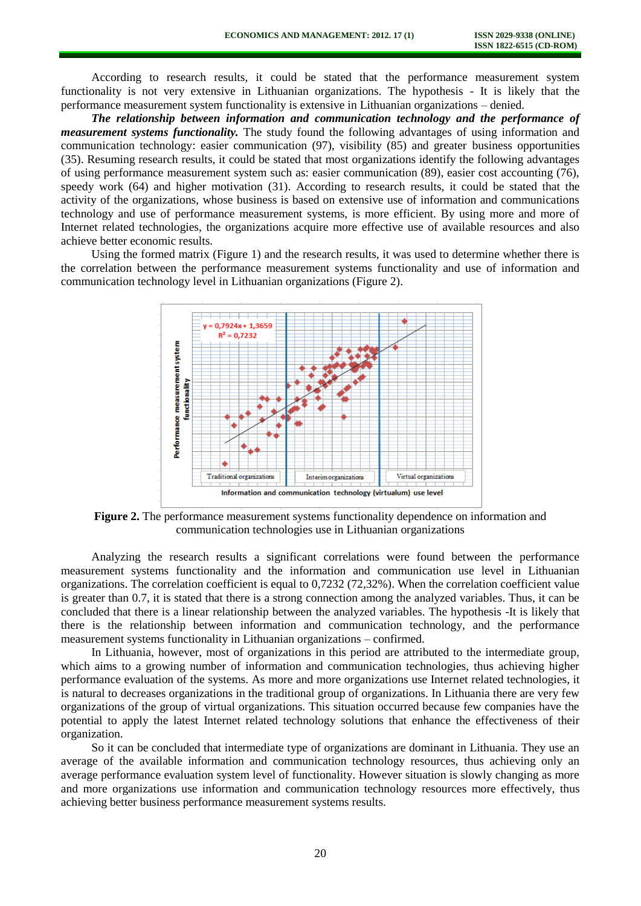According to research results, it could be stated that the performance measurement system functionality is not very extensive in Lithuanian organizations. The hypothesis - It is likely that the performance measurement system functionality is extensive in Lithuanian organizations – denied.

***The relationship between information and communication technology and the performance of measurement systems functionality.*** The study found the following advantages of using information and communication technology: easier communication (97), visibility (85) and greater business opportunities (35). Resuming research results, it could be stated that most organizations identify the following advantages of using performance measurement system such as: easier communication (89), easier cost accounting (76), speedy work (64) and higher motivation (31). According to research results, it could be stated that the activity of the organizations, whose business is based on extensive use of information and communications technology and use of performance measurement systems, is more efficient. By using more and more of Internet related technologies, the organizations acquire more effective use of available resources and also achieve better economic results.

Using the formed matrix (Figure 1) and the research results, it was used to determine whether there is the correlation between the performance measurement systems functionality and use of information and communication technology level in Lithuanian organizations (Figure 2).

**Figure 2.** The performance measurement systems functionality dependence on information and communication technologies use in Lithuanian organizations

Analyzing the research results a significant correlations were found between the performance measurement systems functionality and the information and communication use level in Lithuanian organizations. The correlation coefficient is equal to 0,7232 (72,32%). When the correlation coefficient value is greater than 0.7, it is stated that there is a strong connection among the analyzed variables. Thus, it can be concluded that there is a linear relationship between the analyzed variables. The hypothesis -It is likely that there is the relationship between information and communication technology, and the performance measurement systems functionality in Lithuanian organizations – confirmed.

In Lithuania, however, most of organizations in this period are attributed to the intermediate group, which aims to a growing number of information and communication technologies, thus achieving higher performance evaluation of the systems. As more and more organizations use Internet related technologies, it is natural to decreases organizations in the traditional group of organizations. In Lithuania there are very few organizations of the group of virtual organizations. This situation occurred because few companies have the potential to apply the latest Internet related technology solutions that enhance the effectiveness of their organization.

So it can be concluded that intermediate type of organizations are dominant in Lithuania. They use an average of the available information and communication technology resources, thus achieving only an average performance evaluation system level of functionality. However situation is slowly changing as more and more organizations use information and communication technology resources more effectively, thus achieving better business performance measurement systems results.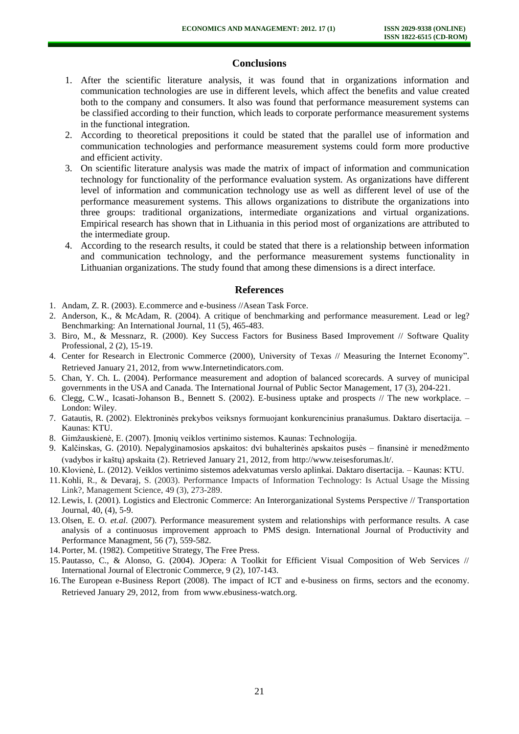## Conclusions

1. After the scientific literature analysis, it was found that in organizations information and communication technologies are use in different levels, which affect the benefits and value created both to the company and consumers. It also was found that performance measurement systems can be classified according to their function, which leads to corporate performance measurement systems in the functional integration.
2. According to theoretical prepositions it could be stated that the parallel use of information and communication technologies and performance measurement systems could form more productive and efficient activity.
3. On scientific literature analysis was made the matrix of impact of information and communication technology for functionality of the performance evaluation system. As organizations have different level of information and communication technology use as well as different level of use of the performance measurement systems. This allows organizations to distribute the organizations into three groups: traditional organizations, intermediate organizations and virtual organizations. Empirical research has shown that in Lithuania in this period most of organizations are attributed to the intermediate group.
4. According to the research results, it could be stated that there is a relationship between information and communication technology, and the performance measurement systems functionality in Lithuanian organizations. The study found that among these dimensions is a direct interface.

## References

1. Andam, Z. R. (2003). E.commerce and e-business //Asean Task Force.
2. Anderson, K., & McAdam, R. (2004). A critique of benchmarking and performance measurement. Lead or leg? Benchmarking: An International Journal, 11 (5), 465-483.
3. Biro, M., & Messnarz, R. (2000). Key Success Factors for Business Based Improvement // Software Quality Professional, 2 (2), 15-19.
4. Center for Research in Electronic Commerce (2000), University of Texas // Measuring the Internet Economy". Retrieved January 21, 2012, from www.Internetindicators.com.
5. Chan, Y. Ch. L. (2004). Performance measurement and adoption of balanced scorecards. A survey of municipal governments in the USA and Canada. The International Journal of Public Sector Management, 17 (3), 204-221.
6. Clegg, C.W., Icasati-Johanson B., Bennett S. (2002). E-business uptake and prospects // The new workplace. – London: Wiley.
7. Gatautis, R. (2002). Elektroninės prekybos veiksnys formuojant konkurencinius pranašumus. Daktaro disertacija. – Kaunas: KTU.
8. Gimžauskienė, E. (2007). Įmonių veiklos vertinimo sistemos. Kaunas: Technologija.
9. Kalčinskas, G. (2010). Nepalyginamosios apskaitos: dvi buhalterinės apskaitos pusės – finansinė ir menedžmento (vadybos ir kaštų) apskaita (2). Retrieved January 21, 2012, from http://www.teisesforumas.lt/.
10. Klovienė, L. (2012). Veiklos vertinimo sistemos adekvatumas verslo aplinkai. Daktaro disertacija. – Kaunas: KTU.
11. Kohli, R., & Devaraj, S. (2003). Performance Impacts of Information Technology: Is Actual Usage the Missing Link?, Management Science, 49 (3), 273-289.
12. Lewis, I. (2001). Logistics and Electronic Commerce: An Interorganizational Systems Perspective // Transportation Journal, 40, (4), 5-9.
13. Olsen, E. O. *et.al.* (2007). Performance measurement system and relationships with performance results. A case analysis of a continuosus improvement approach to PMS design. International Journal of Productivity and Performance Managment, 56 (7), 559-582.
14. Porter, M. (1982). Competitive Strategy, The Free Press.
15. Pautasso, C., & Alonso, G. (2004). JOpera: A Toolkit for Efficient Visual Composition of Web Services // International Journal of Electronic Commerce, 9 (2), 107-143.
16. The European e-Business Report (2008). The impact of ICT and e-business on firms, sectors and the economy. Retrieved January 29, 2012, from from www.ebusiness-watch.org.